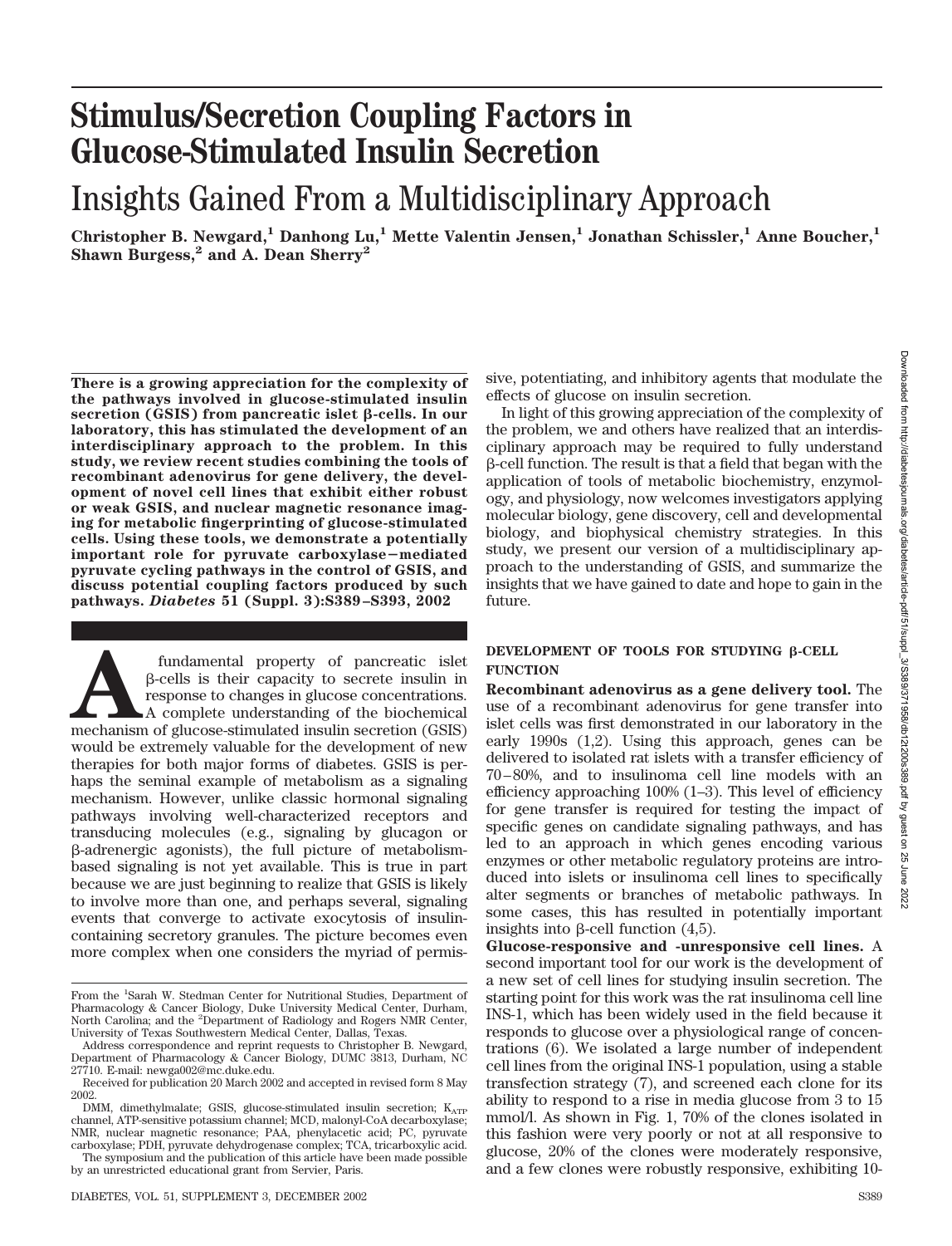# Stimulus/Secretion Coupling Factors in Glucose-Stimulated Insulin Secretion

## Insights Gained From a Multidisciplinary Approach

**Christopher B. Newgard,[1] Danhong Lu,[1] Mette Valentin Jensen,[1] Jonathan Schissler,[1] Anne Boucher,[1] Shawn Burgess,[2] and A. Dean Sherry[2]**

**There is a growing appreciation for the complexity of the pathways involved in glucose-stimulated insulin secretion (GSIS) from pancreatic islet β-cells. In our laboratory, this has stimulated the development of an interdisciplinary approach to the problem. In this study, we review recent studies combining the tools of recombinant adenovirus for gene delivery, the development of novel cell lines that exhibit either robust or weak GSIS, and nuclear magnetic resonance imaging for metabolic fingerprinting of glucose-stimulated cells. Using these tools, we demonstrate a potentially important role for pyruvate carboxylase−mediated pyruvate cycling pathways in the control of GSIS, and discuss potential coupling factors produced by such pathways. *Diabetes* 51 (Suppl. 3):S389–S393, 2002**

A fundamental property of pancreatic islet β-cells is their capacity to secrete insulin in response to changes in glucose concentrations. A complete understanding of the biochemical mechanism of glucose-stimulated insulin secretion (GSIS) would be extremely valuable for the development of new therapies for both major forms of diabetes. GSIS is perhaps the seminal example of metabolism as a signaling mechanism. However, unlike classic hormonal signaling pathways involving well-characterized receptors and transducing molecules (e.g., signaling by glucagon or β-adrenergic agonists), the full picture of metabolism-based signaling is not yet available. This is true in part because we are just beginning to realize that GSIS is likely to involve more than one, and perhaps several, signaling events that converge to activate exocytosis of insulin-containing secretory granules. The picture becomes even more complex when one considers the myriad of permissive, potentiating, and inhibitory agents that modulate the effects of glucose on insulin secretion.

In light of this growing appreciation of the complexity of the problem, we and others have realized that an interdisciplinary approach may be required to fully understand β-cell function. The result is that a field that began with the application of tools of metabolic biochemistry, enzymology, and physiology, now welcomes investigators applying molecular biology, gene discovery, cell and developmental biology, and biophysical chemistry strategies. In this study, we present our version of a multidisciplinary approach to the understanding of GSIS, and summarize the insights that we have gained to date and hope to gain in the future.

### DEVELOPMENT OF TOOLS FOR STUDYING β-CELL FUNCTION

**Recombinant adenovirus as a gene delivery tool.** The use of a recombinant adenovirus for gene transfer into islet cells was first demonstrated in our laboratory in the early 1990s (1,2). Using this approach, genes can be delivered to isolated rat islets with a transfer efficiency of 70–80%, and to insulinoma cell line models with an efficiency approaching 100% (1–3). This level of efficiency for gene transfer is required for testing the impact of specific genes on candidate signaling pathways, and has led to an approach in which genes encoding various enzymes or other metabolic regulatory proteins are introduced into islets or insulinoma cell lines to specifically alter segments or branches of metabolic pathways. In some cases, this has resulted in potentially important insights into β-cell function (4,5).

**Glucose-responsive and -unresponsive cell lines.** A second important tool for our work is the development of a new set of cell lines for studying insulin secretion. The starting point for this work was the rat insulinoma cell line INS-1, which has been widely used in the field because it responds to glucose over a physiological range of concentrations (6). We isolated a large number of independent cell lines from the original INS-1 population, using a stable transfection strategy (7), and screened each clone for its ability to respond to a rise in media glucose from 3 to 15 mmol/l. As shown in Fig. 1, 70% of the clones isolated in this fashion were very poorly or not at all responsive to glucose, 20% of the clones were moderately responsive, and a few clones were robustly responsive, exhibiting 10-

From the [1]Sarah W. Stedman Center for Nutritional Studies, Department of Pharmacology & Cancer Biology, Duke University Medical Center, Durham, North Carolina; and the [2]Department of Radiology and Rogers NMR Center, University of Texas Southwestern Medical Center, Dallas, Texas.

Address correspondence and reprint requests to Christopher B. Newgard, Department of Pharmacology & Cancer Biology, DUMC 3813, Durham, NC 27710. E-mail: newga002@mc.duke.edu.

Received for publication 20 March 2002 and accepted in revised form 8 May 2002.

DMM, dimethylmalate; GSIS, glucose-stimulated insulin secretion; $K_{ATP}$ channel, ATP-sensitive potassium channel; MCD, malonyl-CoA decarboxylase; NMR, nuclear magnetic resonance; PAA, phenylacetic acid; PC, pyruvate carboxylase; PDH, pyruvate dehydrogenase complex; TCA, tricarboxylic acid.

The symposium and the publication of this article have been made possible by an unrestricted educational grant from Servier, Paris.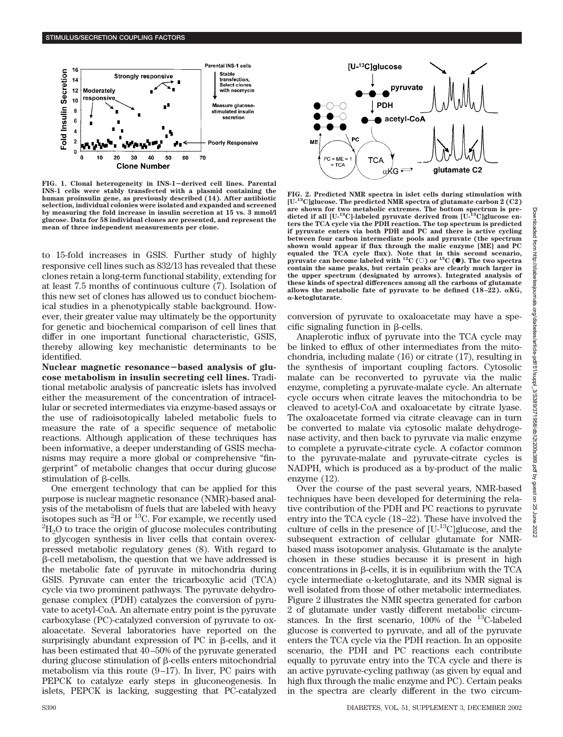Parental INS-1 cells

Stable transfection, Select clones with neomycin

Measure glucose-stimulated insulin secretion

Strongly responsive

Moderately responsive

Poorly Responsive

Fold Insulin Secretion

Clone Number

0 2 4 6 8 10 12 14 16

0 10 20 30 40 50 60 70

**FIG. 1. Clonal heterogeneity in INS-1–derived cell lines. Parental INS-1 cells were stably transfected with a plasmid containing the human proinsulin gene, as previously described (14). After antibiotic selection, individual colonies were isolated and expanded and screened by measuring the fold increase in insulin secretion at 15 vs. 3 mmol/l glucose. Data for 58 individual clones are presented, and represent the mean of three independent measurements per clone.**

[U-$^{13}$C]glucose

pyruvate

PDH

acetyl-CoA

ME

PC

PC = ME = 1 = TCA

TCA

αKG

glutamate C2

**FIG. 2. Predicted NMR spectra in islet cells during stimulation with [U-$^{13}$C]glucose. The predicted NMR spectra of glutamate carbon 2 (C2) are shown for two metabolic extremes. The bottom spectrum is predicted if all [U-$^{13}$C]-labeled pyruvate derived from [U-$^{13}$C]glucose enters the TCA cycle via the PDH reaction. The top spectrum is predicted if pyruvate enters via both PDH and PC and there is active cycling between four carbon intermediate pools and pyruvate (the spectrum shown would appear if flux through the malic enzyme [ME] and PC equaled the TCA cycle flux). Note that in this second scenario, pyruvate can become labeled with $^{12}$C (○) or $^{13}$C (●). The two spectra contain the same peaks, but certain peaks are clearly much larger in the upper spectrum (designated by arrows). Integrated analysis of these kinds of spectral differences among all the carbons of glutamate allows the metabolic fate of pyruvate to be defined (18–22). αKG, α-ketoglutarate.**

to 15-fold increases in GSIS. Further study of highly responsive cell lines such as 832/13 has revealed that these clones retain a long-term functional stability, extending for at least 7.5 months of continuous culture (7). Isolation of this new set of clones has allowed us to conduct biochemical studies in a phenotypically stable background. However, their greater value may ultimately be the opportunity for genetic and biochemical comparison of cell lines that differ in one important functional characteristic, GSIS, thereby allowing key mechanistic determinants to be identified.

**Nuclear magnetic resonance–based analysis of glucose metabolism in insulin secreting cell lines.** Traditional metabolic analysis of pancreatic islets has involved either the measurement of the concentration of intracellular or secreted intermediates via enzyme-based assays or the use of radioisotopically labeled metabolic fuels to measure the rate of a specific sequence of metabolic reactions. Although application of these techniques has been informative, a deeper understanding of GSIS mechanisms may require a more global or comprehensive "fingerprint" of metabolic changes that occur during glucose stimulation of β-cells.

One emergent technology that can be applied for this purpose is nuclear magnetic resonance (NMR)-based analysis of the metabolism of fuels that are labeled with heavy isotopes such as $^{2}$H or $^{13}$C. For example, we recently used $^{2}H_2O$ to trace the origin of glucose molecules contributing to glycogen synthesis in liver cells that contain overexpressed metabolic regulatory genes (8). With regard to β-cell metabolism, the question that we have addressed is the metabolic fate of pyruvate in mitochondria during GSIS. Pyruvate can enter the tricarboxylic acid (TCA) cycle via two prominent pathways. The pyruvate dehydrogenase complex (PDH) catalyzes the conversion of pyruvate to acetyl-CoA. An alternate entry point is the pyruvate carboxylase (PC)-catalyzed conversion of pyruvate to oxaloacetate. Several laboratories have reported on the surprisingly abundant expression of PC in β-cells, and it has been estimated that 40–50% of the pyruvate generated during glucose stimulation of β-cells enters mitochondrial metabolism via this route (9–17). In liver, PC pairs with PEPCK to catalyze early steps in gluconeogenesis. In islets, PEPCK is lacking, suggesting that PC-catalyzed conversion of pyruvate to oxaloacetate may have a specific signaling function in β-cells.

Anaplerotic influx of pyruvate into the TCA cycle may be linked to efflux of other intermediates from the mitochondria, including malate (16) or citrate (17), resulting in the synthesis of important coupling factors. Cytosolic malate can be reconverted to pyruvate via the malic enzyme, completing a pyruvate-malate cycle. An alternate cycle occurs when citrate leaves the mitochondria to be cleaved to acetyl-CoA and oxaloacetate by citrate lyase. The oxaloacetate formed via citrate cleavage can in turn be converted to malate via cytosolic malate dehydrogenase activity, and then back to pyruvate via malic enzyme to complete a pyruvate-citrate cycle. A cofactor common to the pyruvate-malate and pyruvate-citrate cycles is NADPH, which is produced as a by-product of the malic enzyme (12).

Over the course of the past several years, NMR-based techniques have been developed for determining the relative contribution of the PDH and PC reactions to pyruvate entry into the TCA cycle (18–22). These have involved the culture of cells in the presence of [U-$^{13}$C]glucose, and the subsequent extraction of cellular glutamate for NMR-based mass isotopomer analysis. Glutamate is the analyte chosen in these studies because it is present in high concentrations in β-cells, it is in equilibrium with the TCA cycle intermediate α-ketoglutarate, and its NMR signal is well isolated from those of other metabolic intermediates. Figure 2 illustrates the NMR spectra generated for carbon 2 of glutamate under vastly different metabolic circumstances. In the first scenario, 100% of the $^{13}$C-labeled glucose is converted to pyruvate, and all of the pyruvate enters the TCA cycle via the PDH reaction. In an opposite scenario, the PDH and PC reactions each contribute equally to pyruvate entry into the TCA cycle and there is an active pyruvate-cycling pathway (as given by equal and high flux through the malic enzyme and PC). Certain peaks in the spectra are clearly different in the two circum-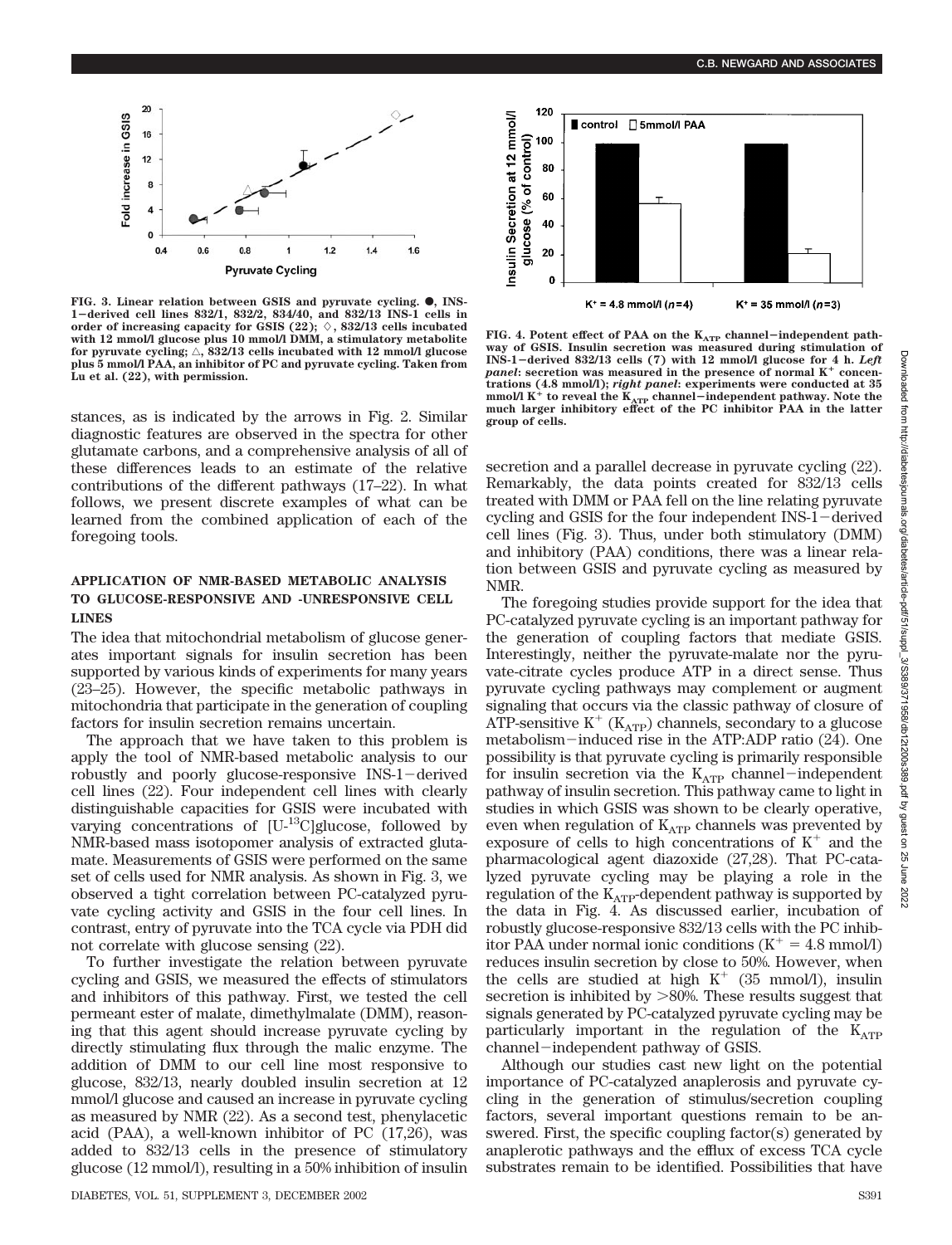FIG. 3. Linear relation between GSIS and pyruvate cycling. ●, INS-1–derived cell lines 832/1, 832/2, 834/40, and 832/13 INS-1 cells in order of increasing capacity for GSIS (22); ◇, 832/13 cells incubated with 12 mmol/l glucose plus 10 mmol/l DMM, a stimulatory metabolite for pyruvate cycling; △, 832/13 cells incubated with 12 mmol/l glucose plus 5 mmol/l PAA, an inhibitor of PC and pyruvate cycling. Taken from Lu et al. (22), with permission.

FIG. 4. Potent effect of PAA on the $K_{ATP}$ channel–independent pathway of GSIS. Insulin secretion was measured during stimulation of INS-1–derived 832/13 cells (7) with 12 mmol/l glucose for 4 h. *Left panel*: secretion was measured in the presence of normal $K^+$ concentrations (4.8 mmol/l); *right panel*: experiments were conducted at 35 mmol/l $K^+$ to reveal the $K_{ATP}$ channel–independent pathway. Note the much larger inhibitory effect of the PC inhibitor PAA in the latter group of cells.

stances, as is indicated by the arrows in Fig. 2. Similar diagnostic features are observed in the spectra for other glutamate carbons, and a comprehensive analysis of all of these differences leads to an estimate of the relative contributions of the different pathways (17–22). In what follows, we present discrete examples of what can be learned from the combined application of each of the foregoing tools.

## APPLICATION OF NMR-BASED METABOLIC ANALYSIS TO GLUCOSE-RESPONSIVE AND -UNRESPONSIVE CELL LINES

The idea that mitochondrial metabolism of glucose generates important signals for insulin secretion has been supported by various kinds of experiments for many years (23–25). However, the specific metabolic pathways in mitochondria that participate in the generation of coupling factors for insulin secretion remains uncertain.

The approach that we have taken to this problem is apply the tool of NMR-based metabolic analysis to our robustly and poorly glucose-responsive INS-1–derived cell lines (22). Four independent cell lines with clearly distinguishable capacities for GSIS were incubated with varying concentrations of [U-$^{13}$C]glucose, followed by NMR-based mass isotopomer analysis of extracted glutamate. Measurements of GSIS were performed on the same set of cells used for NMR analysis. As shown in Fig. 3, we observed a tight correlation between PC-catalyzed pyruvate cycling activity and GSIS in the four cell lines. In contrast, entry of pyruvate into the TCA cycle via PDH did not correlate with glucose sensing (22).

To further investigate the relation between pyruvate cycling and GSIS, we measured the effects of stimulators and inhibitors of this pathway. First, we tested the cell permeant ester of malate, dimethylmalate (DMM), reasoning that this agent should increase pyruvate cycling by directly stimulating flux through the malic enzyme. The addition of DMM to our cell line most responsive to glucose, 832/13, nearly doubled insulin secretion at 12 mmol/l glucose and caused an increase in pyruvate cycling as measured by NMR (22). As a second test, phenylacetic acid (PAA), a well-known inhibitor of PC (17,26), was added to 832/13 cells in the presence of stimulatory glucose (12 mmol/l), resulting in a 50% inhibition of insulin secretion and a parallel decrease in pyruvate cycling (22). Remarkably, the data points created for 832/13 cells treated with DMM or PAA fell on the line relating pyruvate cycling and GSIS for the four independent INS-1–derived cell lines (Fig. 3). Thus, under both stimulatory (DMM) and inhibitory (PAA) conditions, there was a linear relation between GSIS and pyruvate cycling as measured by NMR.

The foregoing studies provide support for the idea that PC-catalyzed pyruvate cycling is an important pathway for the generation of coupling factors that mediate GSIS. Interestingly, neither the pyruvate-malate nor the pyruvate-citrate cycles produce ATP in a direct sense. Thus pyruvate cycling pathways may complement or augment signaling that occurs via the classic pathway of closure of ATP-sensitive $K^+$ ($K_{ATP}$) channels, secondary to a glucose metabolism–induced rise in the ATP:ADP ratio (24). One possibility is that pyruvate cycling is primarily responsible for insulin secretion via the $K_{ATP}$ channel–independent pathway of insulin secretion. This pathway came to light in studies in which GSIS was shown to be clearly operative, even when regulation of $K_{ATP}$ channels was prevented by exposure of cells to high concentrations of $K^+$ and the pharmacological agent diazoxide (27,28). That PC-catalyzed pyruvate cycling may be playing a role in the regulation of the $K_{ATP}$-dependent pathway is supported by the data in Fig. 4. As discussed earlier, incubation of robustly glucose-responsive 832/13 cells with the PC inhibitor PAA under normal ionic conditions ($K^+$ = 4.8 mmol/l) reduces insulin secretion by close to 50%. However, when the cells are studied at high $K^+$ (35 mmol/l), insulin secretion is inhibited by >80%. These results suggest that signals generated by PC-catalyzed pyruvate cycling may be particularly important in the regulation of the $K_{ATP}$ channel–independent pathway of GSIS.

Although our studies cast new light on the potential importance of PC-catalyzed anaplerosis and pyruvate cycling in the generation of stimulus/secretion coupling factors, several important questions remain to be answered. First, the specific coupling factor(s) generated by anaplerotic pathways and the efflux of excess TCA cycle substrates remain to be identified. Possibilities that have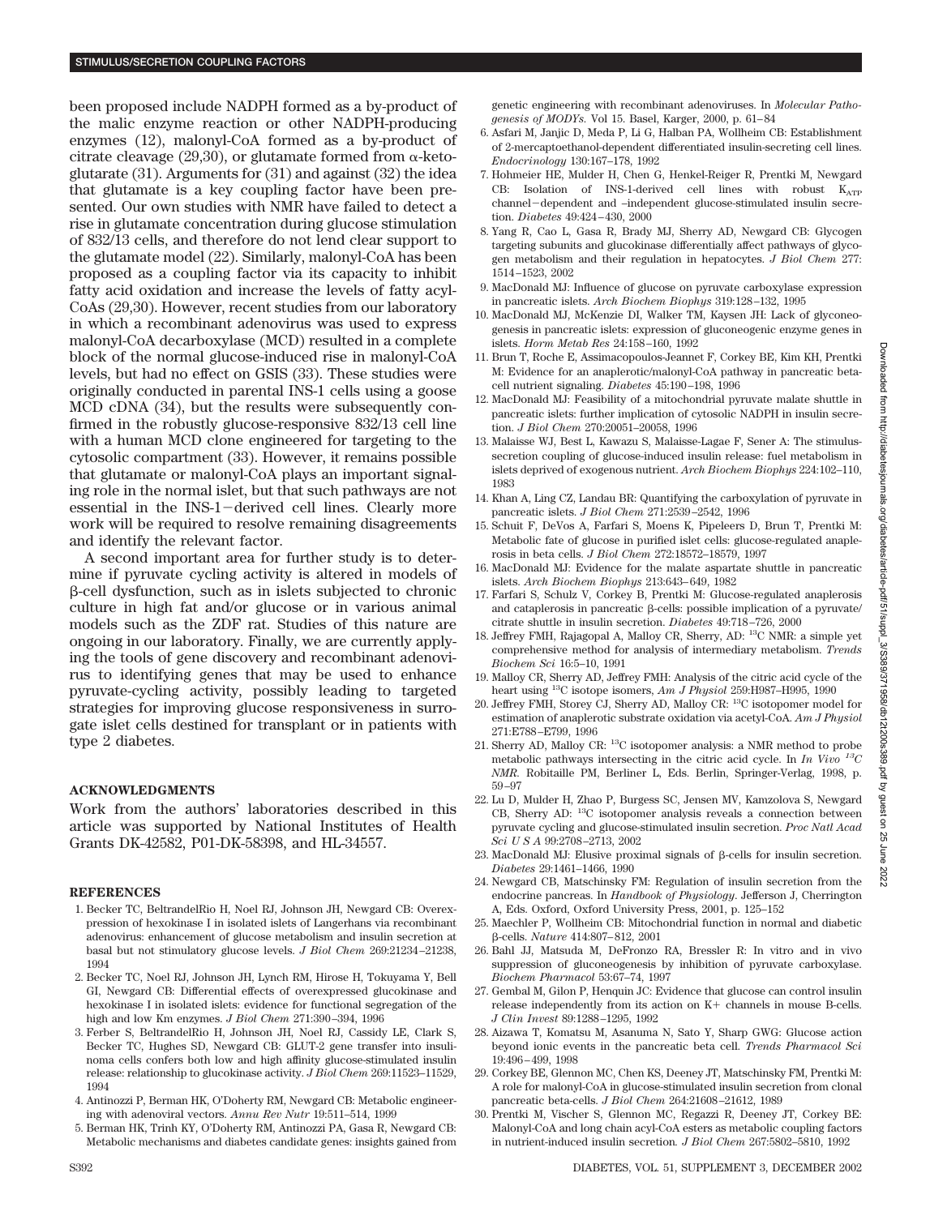been proposed include NADPH formed as a by-product of the malic enzyme reaction or other NADPH-producing enzymes (12), malonyl-CoA formed as a by-product of citrate cleavage (29,30), or glutamate formed from α-ketoglutarate (31). Arguments for (31) and against (32) the idea that glutamate is a key coupling factor have been presented. Our own studies with NMR have failed to detect a rise in glutamate concentration during glucose stimulation of 832/13 cells, and therefore do not lend clear support to the glutamate model (22). Similarly, malonyl-CoA has been proposed as a coupling factor via its capacity to inhibit fatty acid oxidation and increase the levels of fatty acyl-CoAs (29,30). However, recent studies from our laboratory in which a recombinant adenovirus was used to express malonyl-CoA decarboxylase (MCD) resulted in a complete block of the normal glucose-induced rise in malonyl-CoA levels, but had no effect on GSIS (33). These studies were originally conducted in parental INS-1 cells using a goose MCD cDNA (34), but the results were subsequently confirmed in the robustly glucose-responsive 832/13 cell line with a human MCD clone engineered for targeting to the cytosolic compartment (33). However, it remains possible that glutamate or malonyl-CoA plays an important signaling role in the normal islet, but that such pathways are not essential in the INS-1–derived cell lines. Clearly more work will be required to resolve remaining disagreements and identify the relevant factor.

A second important area for further study is to determine if pyruvate cycling activity is altered in models of β-cell dysfunction, such as in islets subjected to chronic culture in high fat and/or glucose or in various animal models such as the ZDF rat. Studies of this nature are ongoing in our laboratory. Finally, we are currently applying the tools of gene discovery and recombinant adenovirus to identifying genes that may be used to enhance pyruvate-cycling activity, possibly leading to targeted strategies for improving glucose responsiveness in surrogate islet cells destined for transplant or in patients with type 2 diabetes.

## ACKNOWLEDGMENTS

Work from the authors' laboratories described in this article was supported by National Institutes of Health Grants DK-42582, P01-DK-58398, and HL-34557.

## REFERENCES

1. Becker TC, BeltrandelRio H, Noel RJ, Johnson JH, Newgard CB: Overexpression of hexokinase I in isolated islets of Langerhans via recombinant adenovirus: enhancement of glucose metabolism and insulin secretion at basal but not stimulatory glucose levels. *J Biol Chem* 269:21234–21238, 1994
2. Becker TC, Noel RJ, Johnson JH, Lynch RM, Hirose H, Tokuyama Y, Bell GI, Newgard CB: Differential effects of overexpressed glucokinase and hexokinase I in isolated islets: evidence for functional segregation of the high and low Km enzymes. *J Biol Chem* 271:390–394, 1996
3. Ferber S, BeltrandelRio H, Johnson JH, Noel RJ, Cassidy LE, Clark S, Becker TC, Hughes SD, Newgard CB: GLUT-2 gene transfer into insulinoma cells confers both low and high affinity glucose-stimulated insulin release: relationship to glucokinase activity. *J Biol Chem* 269:11523–11529, 1994
4. Antinozzi P, Berman HK, O'Doherty RM, Newgard CB: Metabolic engineering with adenoviral vectors. *Annu Rev Nutr* 19:511–514, 1999
5. Berman HK, Trinh KY, O'Doherty RM, Antinozzi PA, Gasa R, Newgard CB: Metabolic mechanisms and diabetes candidate genes: insights gained from genetic engineering with recombinant adenoviruses. In *Molecular Pathogenesis of MODYs*. Vol 15. Basel, Karger, 2000, p. 61–84
6. Asfari M, Janjic D, Meda P, Li G, Halban PA, Wollheim CB: Establishment of 2-mercaptoethanol-dependent differentiated insulin-secreting cell lines. *Endocrinology* 130:167–178, 1992
7. Hohmeier HE, Mulder H, Chen G, Henkel-Reiger R, Prentki M, Newgard CB: Isolation of INS-1-derived cell lines with robust $K_{ATP}$ channel–dependent and –independent glucose-stimulated insulin secretion. *Diabetes* 49:424–430, 2000
8. Yang R, Cao L, Gasa R, Brady MJ, Sherry AD, Newgard CB: Glycogen targeting subunits and glucokinase differentially affect pathways of glycogen metabolism and their regulation in hepatocytes. *J Biol Chem* 277: 1514–1523, 2002
9. MacDonald MJ: Influence of glucose on pyruvate carboxylase expression in pancreatic islets. *Arch Biochem Biophys* 319:128–132, 1995
10. MacDonald MJ, McKenzie DI, Walker TM, Kaysen JH: Lack of glyconeogenesis in pancreatic islets: expression of gluconeogenic enzyme genes in islets. *Horm Metab Res* 24:158–160, 1992
11. Brun T, Roche E, Assimacopoulos-Jeannet F, Corkey BE, Kim KH, Prentki M: Evidence for an anaplerotic/malonyl-CoA pathway in pancreatic beta-cell nutrient signaling. *Diabetes* 45:190–198, 1996
12. MacDonald MJ: Feasibility of a mitochondrial pyruvate malate shuttle in pancreatic islets: further implication of cytosolic NADPH in insulin secretion. *J Biol Chem* 270:20051–20058, 1996
13. Malaisse WJ, Best L, Kawazu S, Malaisse-Lagae F, Sener A: The stimulus-secretion coupling of glucose-induced insulin release: fuel metabolism in islets deprived of exogenous nutrient. *Arch Biochem Biophys* 224:102–110, 1983
14. Khan A, Ling CZ, Landau BR: Quantifying the carboxylation of pyruvate in pancreatic islets. *J Biol Chem* 271:2539–2542, 1996
15. Schuit F, DeVos A, Farfari S, Moens K, Pipeleers D, Brun T, Prentki M: Metabolic fate of glucose in purified islet cells: glucose-regulated anaplerosis in beta cells. *J Biol Chem* 272:18572–18579, 1997
16. MacDonald MJ: Evidence for the malate aspartate shuttle in pancreatic islets. *Arch Biochem Biophys* 213:643–649, 1982
17. Farfari S, Schulz V, Corkey B, Prentki M: Glucose-regulated anaplerosis and cataplerosis in pancreatic β-cells: possible implication of a pyruvate/citrate shuttle in insulin secretion. *Diabetes* 49:718–726, 2000
18. Jeffrey FMH, Rajagopal A, Malloy CR, Sherry, AD: $^{13}$C NMR: a simple yet comprehensive method for analysis of intermediary metabolism. *Trends Biochem Sci* 16:5–10, 1991
19. Malloy CR, Sherry AD, Jeffrey FMH: Analysis of the citric acid cycle of the heart using $^{13}$C isotope isomers, *Am J Physiol* 259:H987–H995, 1990
20. Jeffrey FMH, Storey CJ, Sherry AD, Malloy CR: $^{13}$C isotopomer model for estimation of anaplerotic substrate oxidation via acetyl-CoA. *Am J Physiol* 271:E788–E799, 1996
21. Sherry AD, Malloy CR: $^{13}$C isotopomer analysis: a NMR method to probe metabolic pathways intersecting in the citric acid cycle. In *In Vivo $^{13}$C NMR*. Robitaille PM, Berliner L, Eds. Berlin, Springer-Verlag, 1998, p. 59–97
22. Lu D, Mulder H, Zhao P, Burgess SC, Jensen MV, Kamzolova S, Newgard CB, Sherry AD: $^{13}$C isotopomer analysis reveals a connection between pyruvate cycling and glucose-stimulated insulin secretion. *Proc Natl Acad Sci U S A* 99:2708–2713, 2002
23. MacDonald MJ: Elusive proximal signals of β-cells for insulin secretion. *Diabetes* 29:1461–1466, 1990
24. Newgard CB, Matschinsky FM: Regulation of insulin secretion from the endocrine pancreas. In *Handbook of Physiology*. Jefferson J, Cherrington A, Eds. Oxford, Oxford University Press, 2001, p. 125–152
25. Maechler P, Wollheim CB: Mitochondrial function in normal and diabetic β-cells. *Nature* 414:807–812, 2001
26. Bahl JJ, Matsuda M, DeFronzo RA, Bressler R: In vitro and in vivo suppression of gluconeogenesis by inhibition of pyruvate carboxylase. *Biochem Pharmacol* 53:67–74, 1997
27. Gembal M, Gilon P, Henquin JC: Evidence that glucose can control insulin release independently from its action on K+ channels in mouse B-cells. *J Clin Invest* 89:1288–1295, 1992
28. Aizawa T, Komatsu M, Asanuma N, Sato Y, Sharp GWG: Glucose action beyond ionic events in the pancreatic beta cell. *Trends Pharmacol Sci* 19:496–499, 1998
29. Corkey BE, Glennon MC, Chen KS, Deeney JT, Matschinsky FM, Prentki M: A role for malonyl-CoA in glucose-stimulated insulin secretion from clonal pancreatic beta-cells. *J Biol Chem* 264:21608–21612, 1989
30. Prentki M, Vischer S, Glennon MC, Regazzi R, Deeney JT, Corkey BE: Malonyl-CoA and long chain acyl-CoA esters as metabolic coupling factors in nutrient-induced insulin secretion. *J Biol Chem* 267:5802–5810, 1992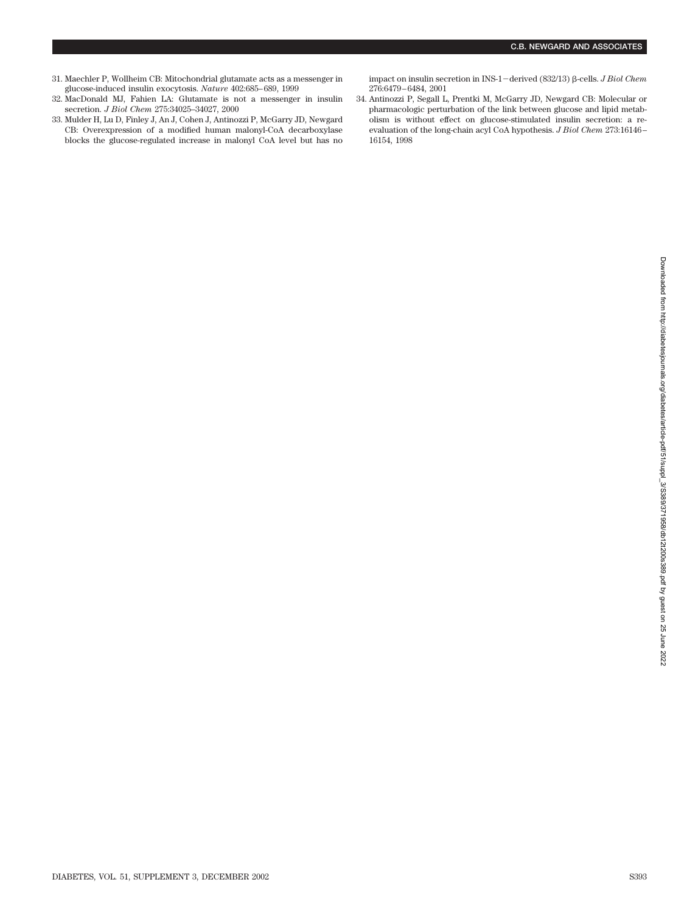31. Maechler P, Wollheim CB: Mitochondrial glutamate acts as a messenger in glucose-induced insulin exocytosis. *Nature* 402:685–689, 1999
32. MacDonald MJ, Fahien LA: Glutamate is not a messenger in insulin secretion. *J Biol Chem* 275:34025–34027, 2000
33. Mulder H, Lu D, Finley J, An J, Cohen J, Antinozzi P, McGarry JD, Newgard CB: Overexpression of a modified human malonyl-CoA decarboxylase blocks the glucose-regulated increase in malonyl CoA level but has no impact on insulin secretion in INS-1–derived (832/13) β-cells. *J Biol Chem* 276:6479–6484, 2001
34. Antinozzi P, Segall L, Prentki M, McGarry JD, Newgard CB: Molecular or pharmacologic perturbation of the link between glucose and lipid metabolism is without effect on glucose-stimulated insulin secretion: a re-evaluation of the long-chain acyl CoA hypothesis. *J Biol Chem* 273:16146–16154, 1998